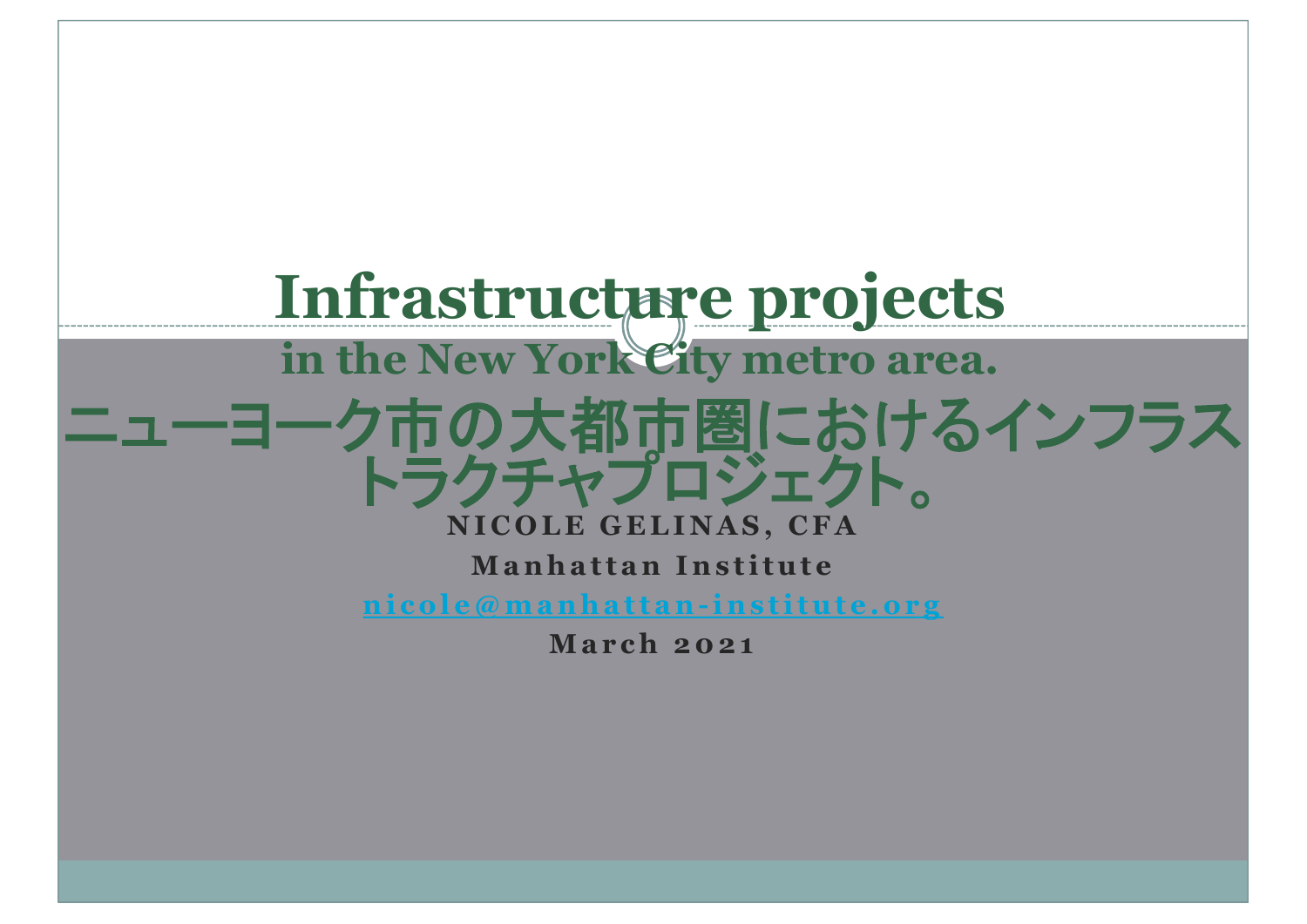# Infrastructure projects

## in the New York City metro area.

## ニューヨーク市の大都市圏におけるインフラストラクチャプロジェクト。

**NICOLE GELINAS, CFA**

**Manhattan Institute**

nicole@manhattan-institute.org

**March 2021**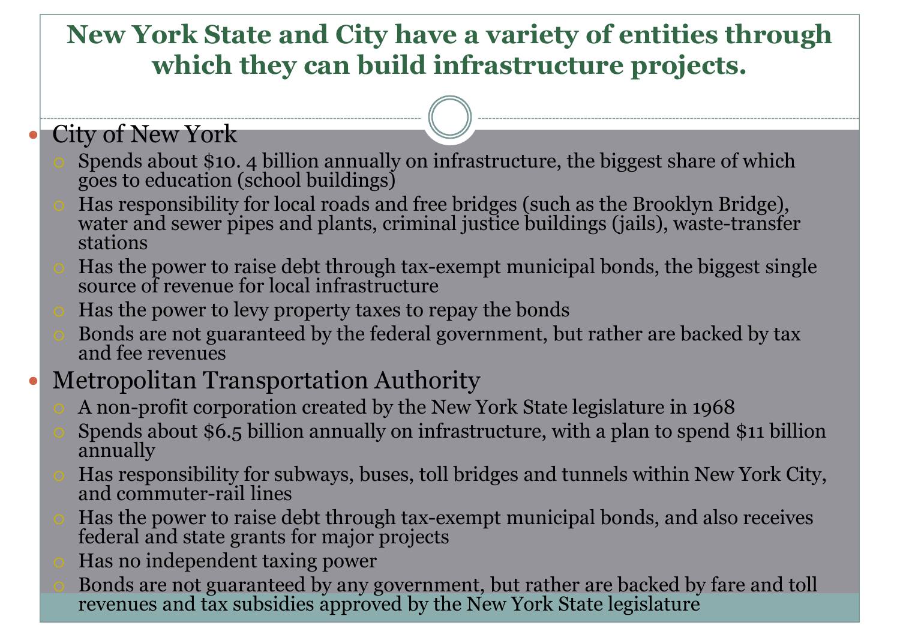# New York State and City have a variety of entities through which they can build infrastructure projects.

- City of New York
  - Spends about $10. 4 billion annually on infrastructure, the biggest share of which goes to education (school buildings)
  - Has responsibility for local roads and free bridges (such as the Brooklyn Bridge), water and sewer pipes and plants, criminal justice buildings (jails), waste-transfer stations
  - Has the power to raise debt through tax-exempt municipal bonds, the biggest single source of revenue for local infrastructure
  - Has the power to levy property taxes to repay the bonds
  - Bonds are not guaranteed by the federal government, but rather are backed by tax and fee revenues
- Metropolitan Transportation Authority
  - A non-profit corporation created by the New York State legislature in 1968
  - Spends about $6.5 billion annually on infrastructure, with a plan to spend $11 billion annually
  - Has responsibility for subways, buses, toll bridges and tunnels within New York City, and commuter-rail lines
  - Has the power to raise debt through tax-exempt municipal bonds, and also receives federal and state grants for major projects
  - Has no independent taxing power
  - Bonds are not guaranteed by any government, but rather are backed by fare and toll revenues and tax subsidies approved by the New York State legislature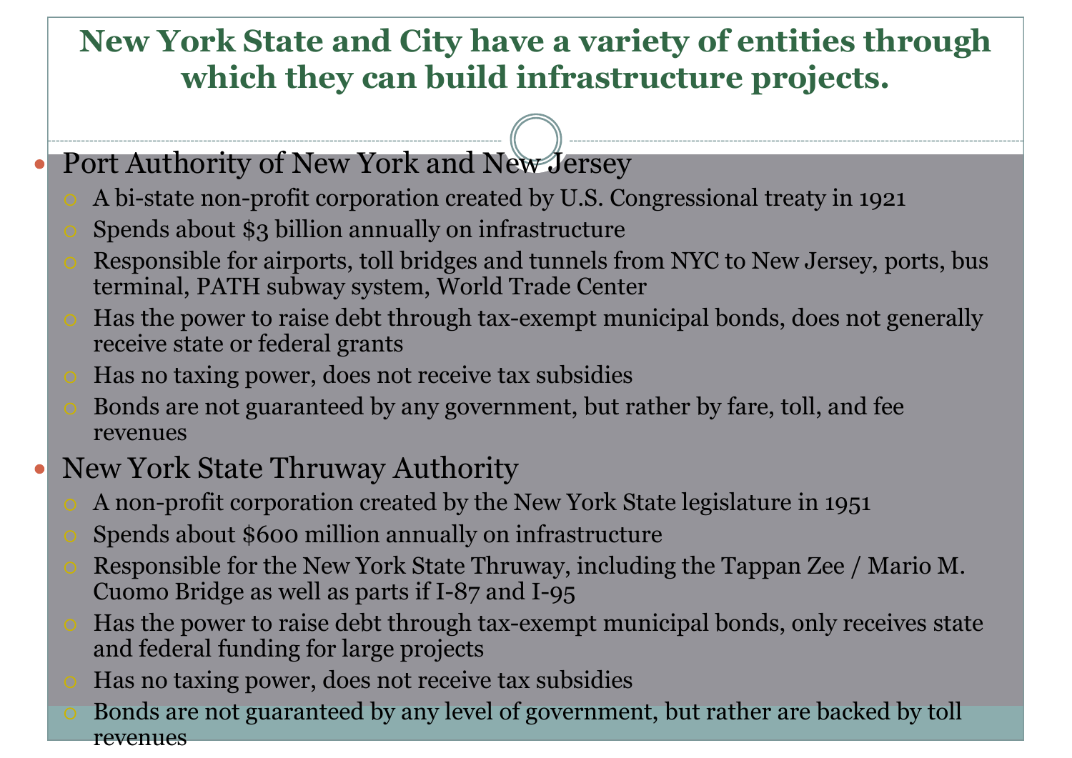# New York State and City have a variety of entities through which they can build infrastructure projects.

- Port Authority of New York and New Jersey
  - A bi-state non-profit corporation created by U.S. Congressional treaty in 1921
  - Spends about $3 billion annually on infrastructure
  - Responsible for airports, toll bridges and tunnels from NYC to New Jersey, ports, bus terminal, PATH subway system, World Trade Center
  - Has the power to raise debt through tax-exempt municipal bonds, does not generally receive state or federal grants
  - Has no taxing power, does not receive tax subsidies
  - Bonds are not guaranteed by any government, but rather by fare, toll, and fee revenues
- New York State Thruway Authority
  - A non-profit corporation created by the New York State legislature in 1951
  - Spends about $600 million annually on infrastructure
  - Responsible for the New York State Thruway, including the Tappan Zee / Mario M. Cuomo Bridge as well as parts if I-87 and I-95
  - Has the power to raise debt through tax-exempt municipal bonds, only receives state and federal funding for large projects
  - Has no taxing power, does not receive tax subsidies
  - Bonds are not guaranteed by any level of government, but rather are backed by toll revenues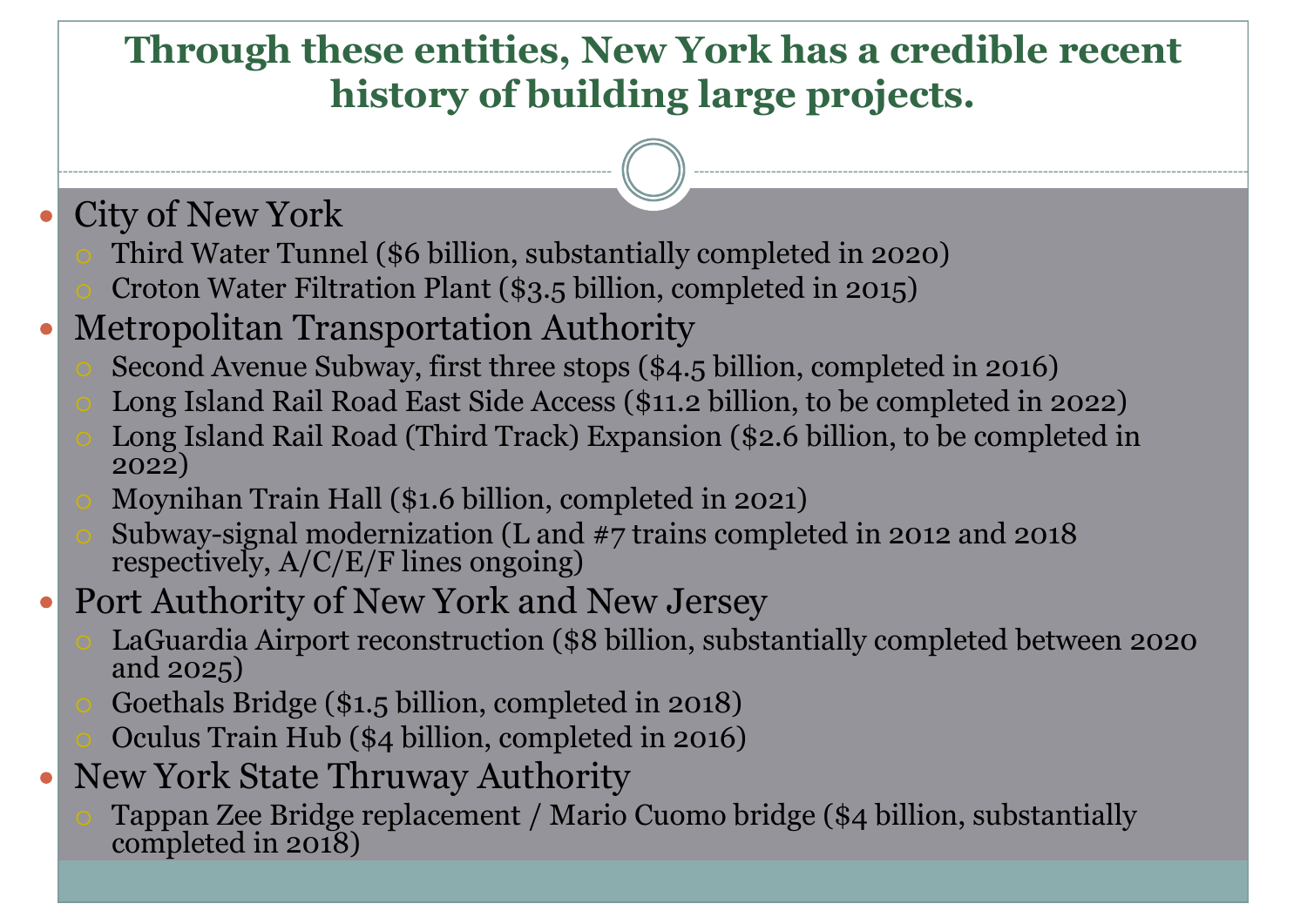# Through these entities, New York has a credible recent history of building large projects.

- City of New York
  - Third Water Tunnel ($6 billion, substantially completed in 2020)
  - Croton Water Filtration Plant ($3.5 billion, completed in 2015)
- Metropolitan Transportation Authority
  - Second Avenue Subway, first three stops ($4.5 billion, completed in 2016)
  - Long Island Rail Road East Side Access ($11.2 billion, to be completed in 2022)
  - Long Island Rail Road (Third Track) Expansion ($2.6 billion, to be completed in 2022)
  - Moynihan Train Hall ($1.6 billion, completed in 2021)
  - Subway-signal modernization (L and #7 trains completed in 2012 and 2018 respectively, A/C/E/F lines ongoing)
- Port Authority of New York and New Jersey
  - LaGuardia Airport reconstruction ($8 billion, substantially completed between 2020 and 2025)
  - Goethals Bridge ($1.5 billion, completed in 2018)
  - Oculus Train Hub ($4 billion, completed in 2016)
- New York State Thruway Authority
  - Tappan Zee Bridge replacement / Mario Cuomo bridge ($4 billion, substantially completed in 2018)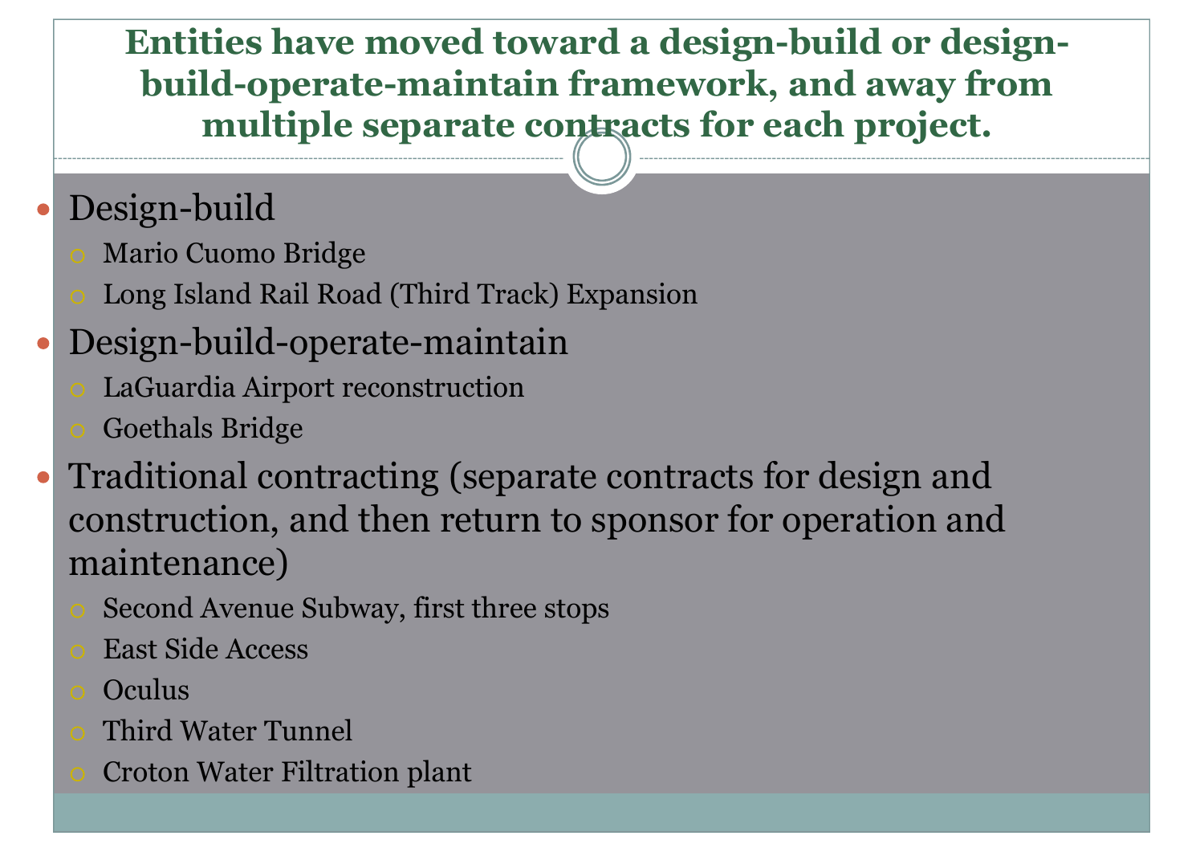# Entities have moved toward a design-build or design-build-operate-maintain framework, and away from multiple separate contracts for each project.

- Design-build
  - Mario Cuomo Bridge
  - Long Island Rail Road (Third Track) Expansion
- Design-build-operate-maintain
  - LaGuardia Airport reconstruction
  - Goethals Bridge
- Traditional contracting (separate contracts for design and construction, and then return to sponsor for operation and maintenance)
  - Second Avenue Subway, first three stops
  - East Side Access
  - Oculus
  - Third Water Tunnel
  - Croton Water Filtration plant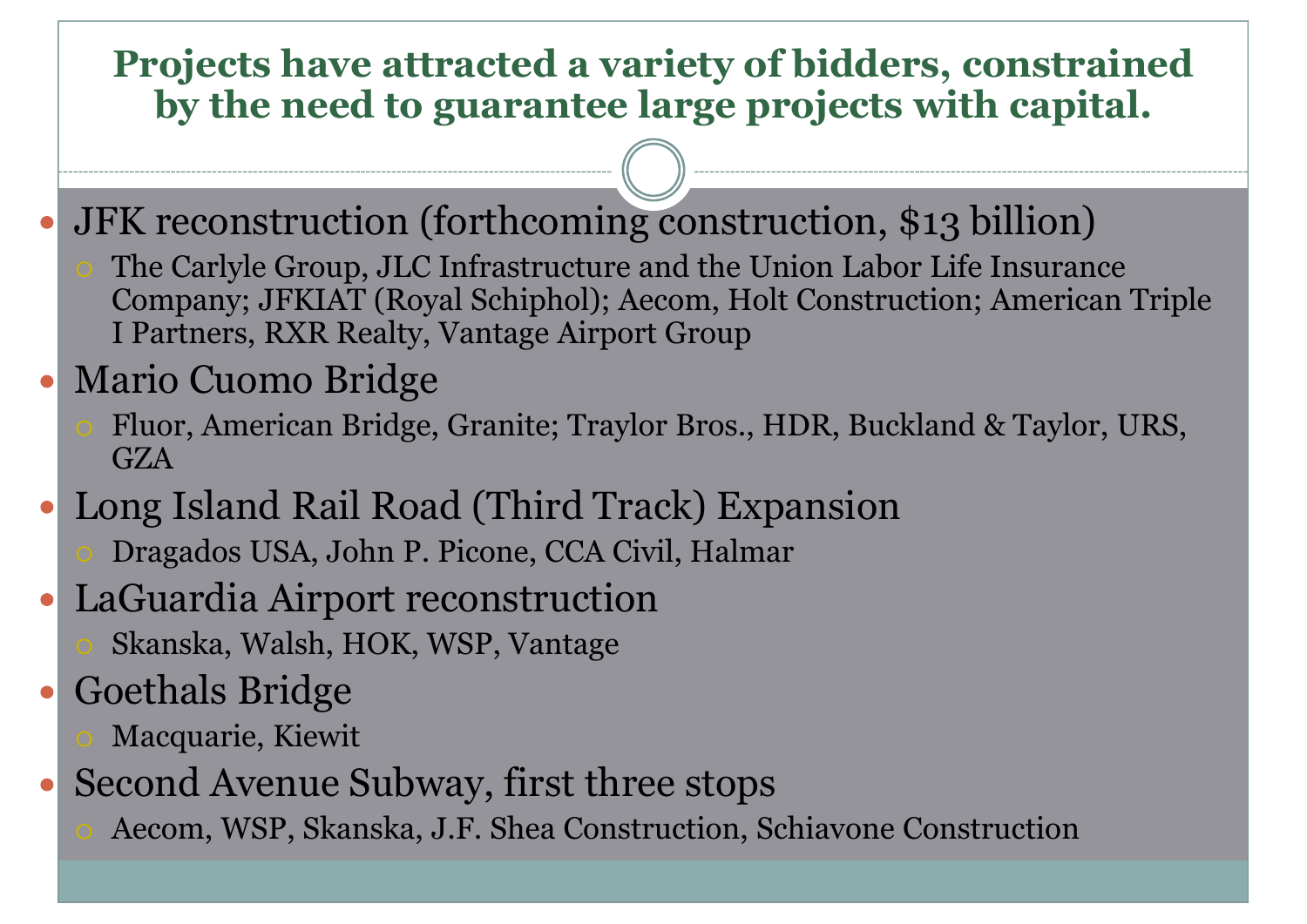# Projects have attracted a variety of bidders, constrained by the need to guarantee large projects with capital.

- JFK reconstruction (forthcoming construction, $13 billion)
  - The Carlyle Group, JLC Infrastructure and the Union Labor Life Insurance Company; JFKIAT (Royal Schiphol); Aecom, Holt Construction; American Triple I Partners, RXR Realty, Vantage Airport Group
- Mario Cuomo Bridge
  - Fluor, American Bridge, Granite; Traylor Bros., HDR, Buckland & Taylor, URS, GZA
- Long Island Rail Road (Third Track) Expansion
  - Dragados USA, John P. Picone, CCA Civil, Halmar
- LaGuardia Airport reconstruction
  - Skanska, Walsh, HOK, WSP, Vantage
- Goethals Bridge
  - Macquarie, Kiewit
- Second Avenue Subway, first three stops
  - Aecom, WSP, Skanska, J.F. Shea Construction, Schiavone Construction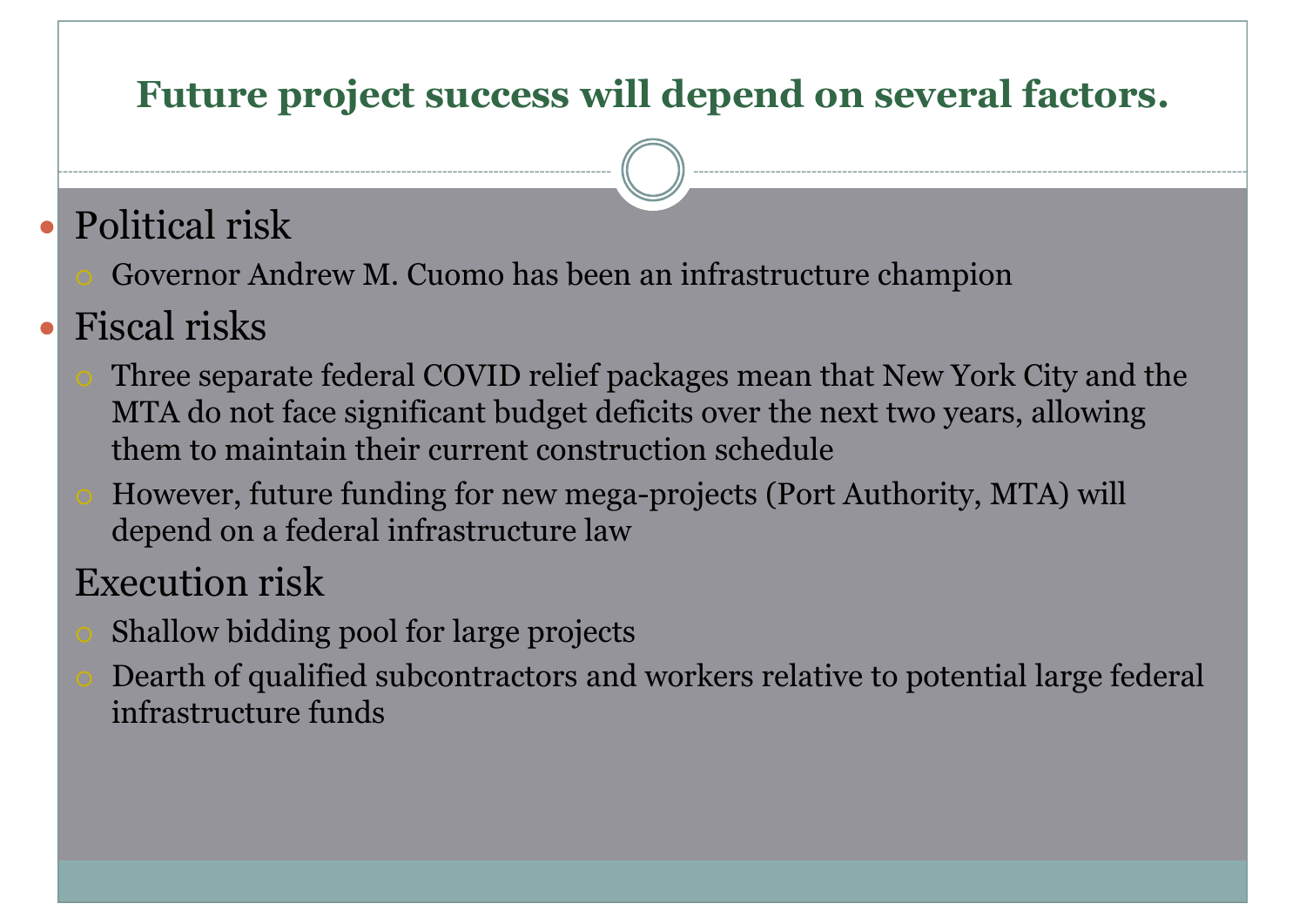# Future project success will depend on several factors.

- Political risk
  - Governor Andrew M. Cuomo has been an infrastructure champion
- Fiscal risks
  - Three separate federal COVID relief packages mean that New York City and the MTA do not face significant budget deficits over the next two years, allowing them to maintain their current construction schedule
  - However, future funding for new mega-projects (Port Authority, MTA) will depend on a federal infrastructure law

Execution risk

  - Shallow bidding pool for large projects
  - Dearth of qualified subcontractors and workers relative to potential large federal infrastructure funds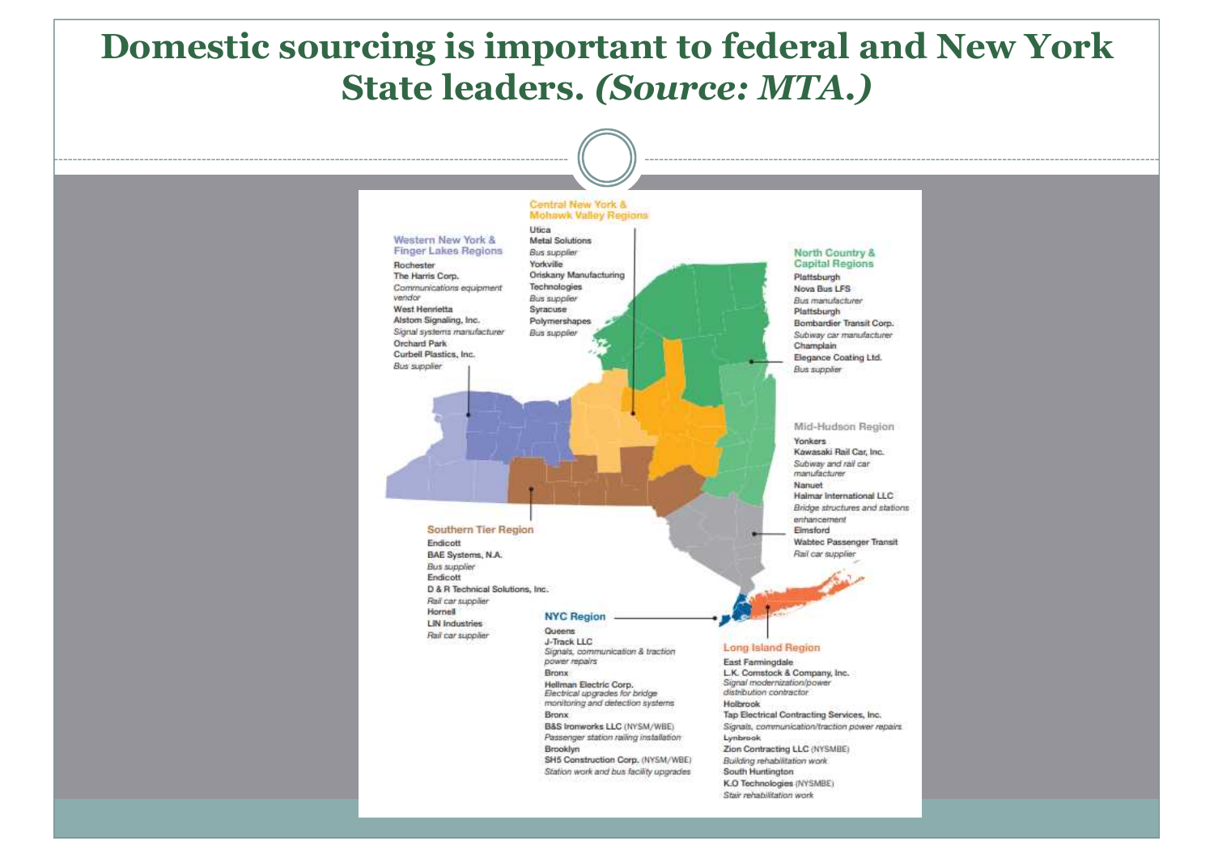# Domestic sourcing is important to federal and New York State leaders. *(Source: MTA.)*

### Western New York & Finger Lakes Regions

**Rochester**
The Harris Corp.
*Communications equipment vendor*

**West Henrietta**
Alstom Signaling, Inc.
*Signal systems manufacturer*

**Orchard Park**
Curbell Plastics, Inc.
*Bus supplier*

### Central New York & Mohawk Valley Regions

**Utica**
Metal Solutions
*Bus supplier*

**Yorkville**
Oriskany Manufacturing Technologies
*Bus supplier*

**Syracuse**
Polymershapes
*Bus supplier*

### North Country & Capital Regions

**Plattsburgh**
Nova Bus LFS
*Bus manufacturer*

**Plattsburgh**
Bombardier Transit Corp.
*Subway car manufacturer*

**Champlain**
Elegance Coating Ltd.
*Bus supplier*

### Mid-Hudson Region

**Yonkers**
Kawasaki Rail Car, Inc.
*Subway and rail car manufacturer*

**Nanuet**
Halmar International LLC
*Bridge structures and stations enhancement*

**Elmsford**
Wabtec Passenger Transit
*Rail car supplier*

### Southern Tier Region

**Endicott**
BAE Systems, N.A.
*Bus supplier*

**Endicott**
D & R Technical Solutions, Inc.
*Rail car supplier*

**Hornell**
LIN Industries
*Rail car supplier*

### NYC Region

**Queens**
J-Track LLC
*Signals, communication & traction power repairs*

**Bronx**
Hellman Electric Corp.
*Electrical upgrades for bridge monitoring and detection systems*

**Bronx**
B&S Ironworks LLC (NYSM/WBE)
*Passenger station railing installation*

**Brooklyn**
SH5 Construction Corp. (NYSM/WBE)
*Station work and bus facility upgrades*

### Long Island Region

**East Farmingdale**
L.K. Comstock & Company, Inc.
*Signal modernization/power distribution contractor*

**Holbrook**
Tap Electrical Contracting Services, Inc.
*Signals, communication/traction power repairs*

**Lynbrook**
Zion Contracting LLC (NYSMBE)
*Building rehabilitation work*

**South Huntington**
K.O Technologies (NYSMBE)
*Stair rehabilitation work*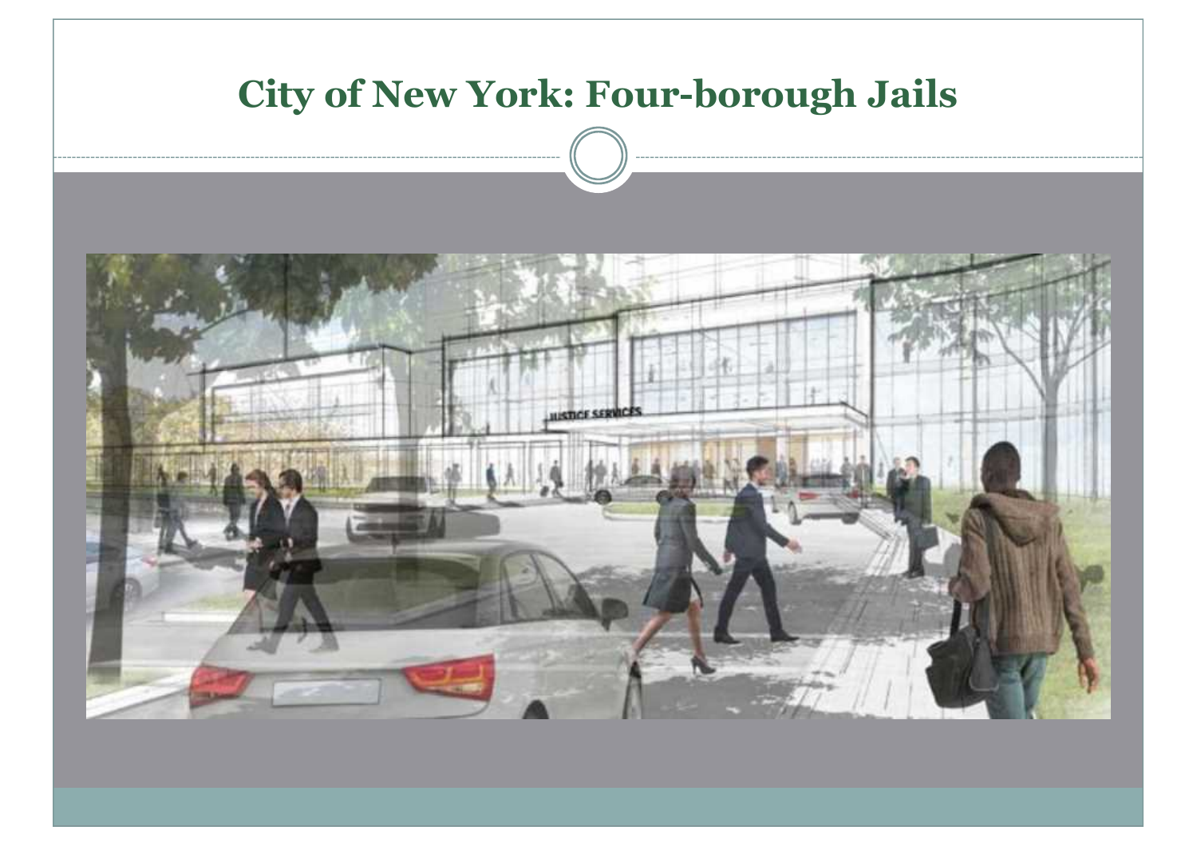# City of New York: Four-borough Jails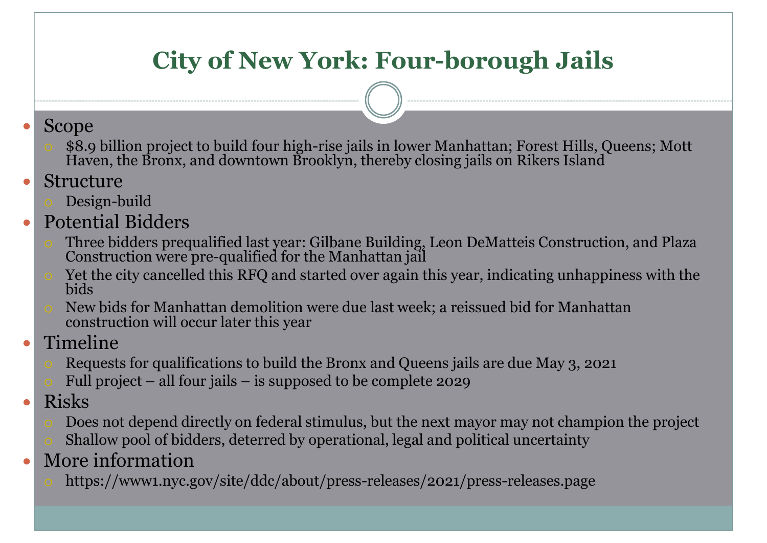# City of New York: Four-borough Jails

- Scope
  - $8.9 billion project to build four high-rise jails in lower Manhattan; Forest Hills, Queens; Mott Haven, the Bronx, and downtown Brooklyn, thereby closing jails on Rikers Island
- Structure
  - Design-build
- Potential Bidders
  - Three bidders prequalified last year: Gilbane Building, Leon DeMatteis Construction, and Plaza Construction were pre-qualified for the Manhattan jail
  - Yet the city cancelled this RFQ and started over again this year, indicating unhappiness with the bids
  - New bids for Manhattan demolition were due last week; a reissued bid for Manhattan construction will occur later this year
- Timeline
  - Requests for qualifications to build the Bronx and Queens jails are due May 3, 2021
  - Full project – all four jails – is supposed to be complete 2029
- Risks
  - Does not depend directly on federal stimulus, but the next mayor may not champion the project
  - Shallow pool of bidders, deterred by operational, legal and political uncertainty
- More information
  - https://www1.nyc.gov/site/ddc/about/press-releases/2021/press-releases.page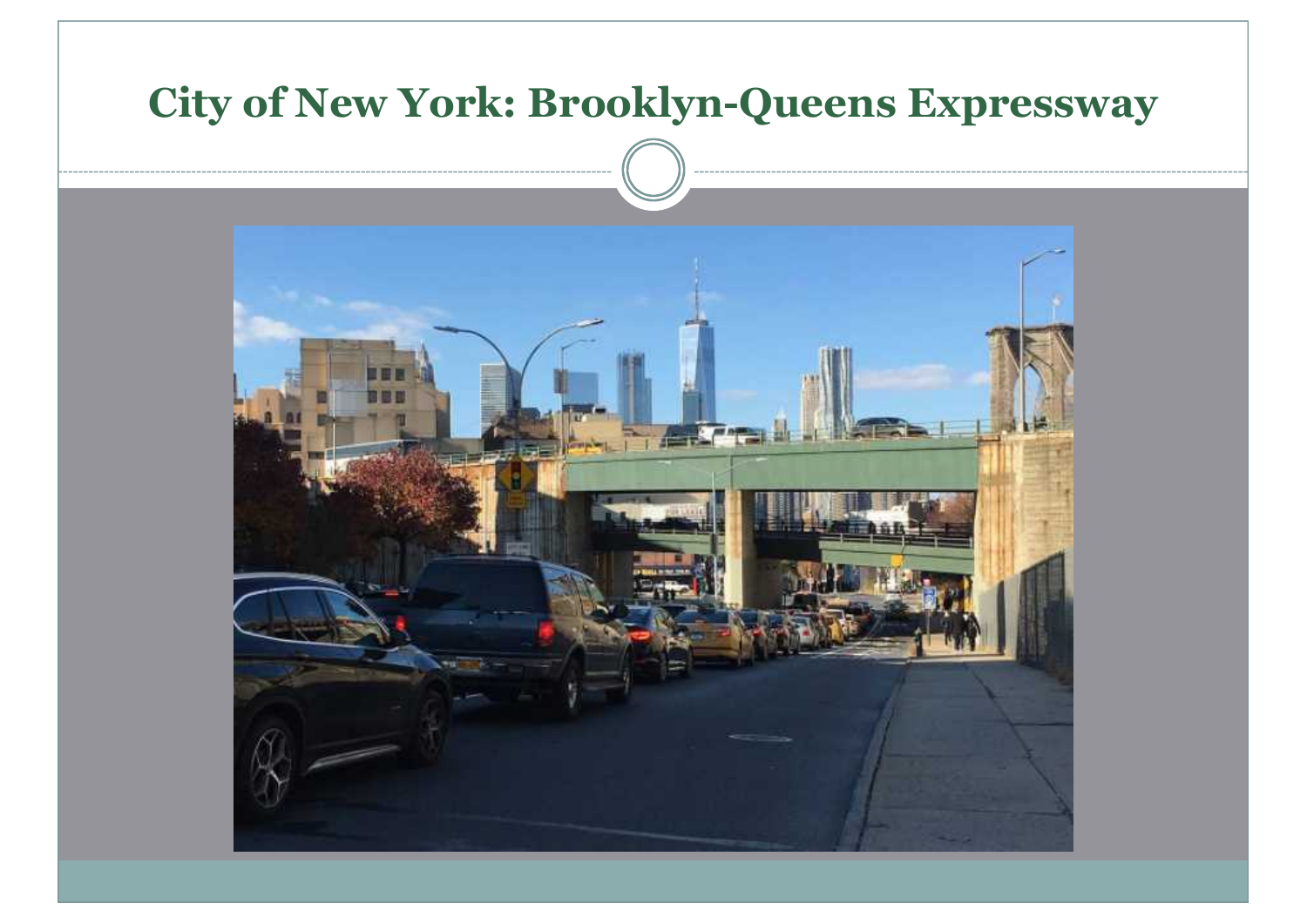# City of New York: Brooklyn-Queens Expressway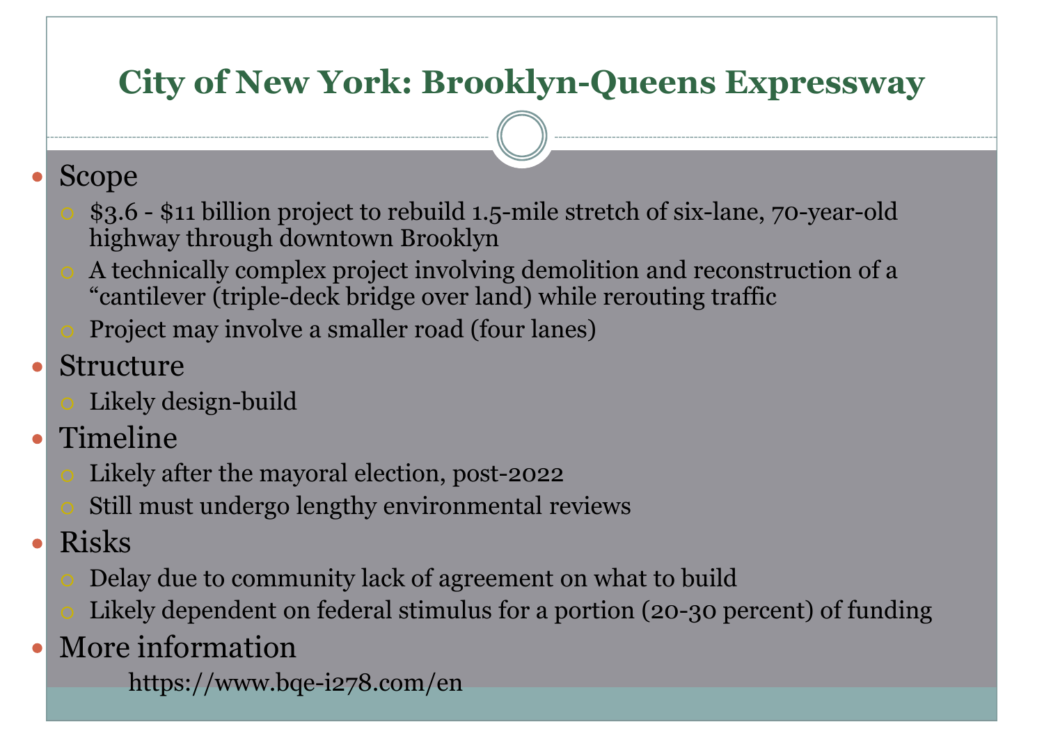# City of New York: Brooklyn-Queens Expressway

- Scope
  - $3.6 - $11 billion project to rebuild 1.5-mile stretch of six-lane, 70-year-old highway through downtown Brooklyn
  - A technically complex project involving demolition and reconstruction of a "cantilever (triple-deck bridge over land) while rerouting traffic
  - Project may involve a smaller road (four lanes)
- Structure
  - Likely design-build
- Timeline
  - Likely after the mayoral election, post-2022
  - Still must undergo lengthy environmental reviews
- Risks
  - Delay due to community lack of agreement on what to build
  - Likely dependent on federal stimulus for a portion (20-30 percent) of funding
- More information

  https://www.bqe-i278.com/en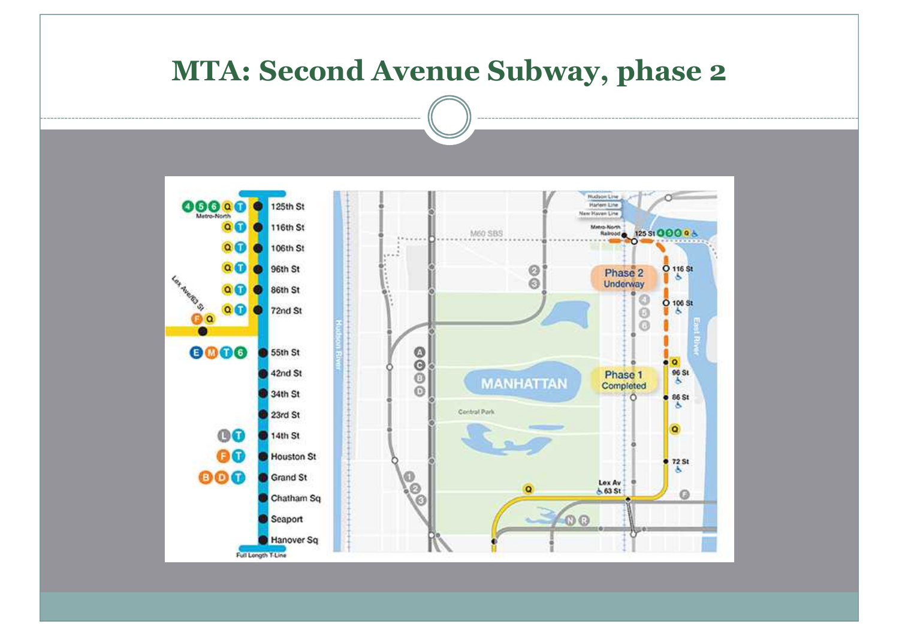# MTA: Second Avenue Subway, phase 2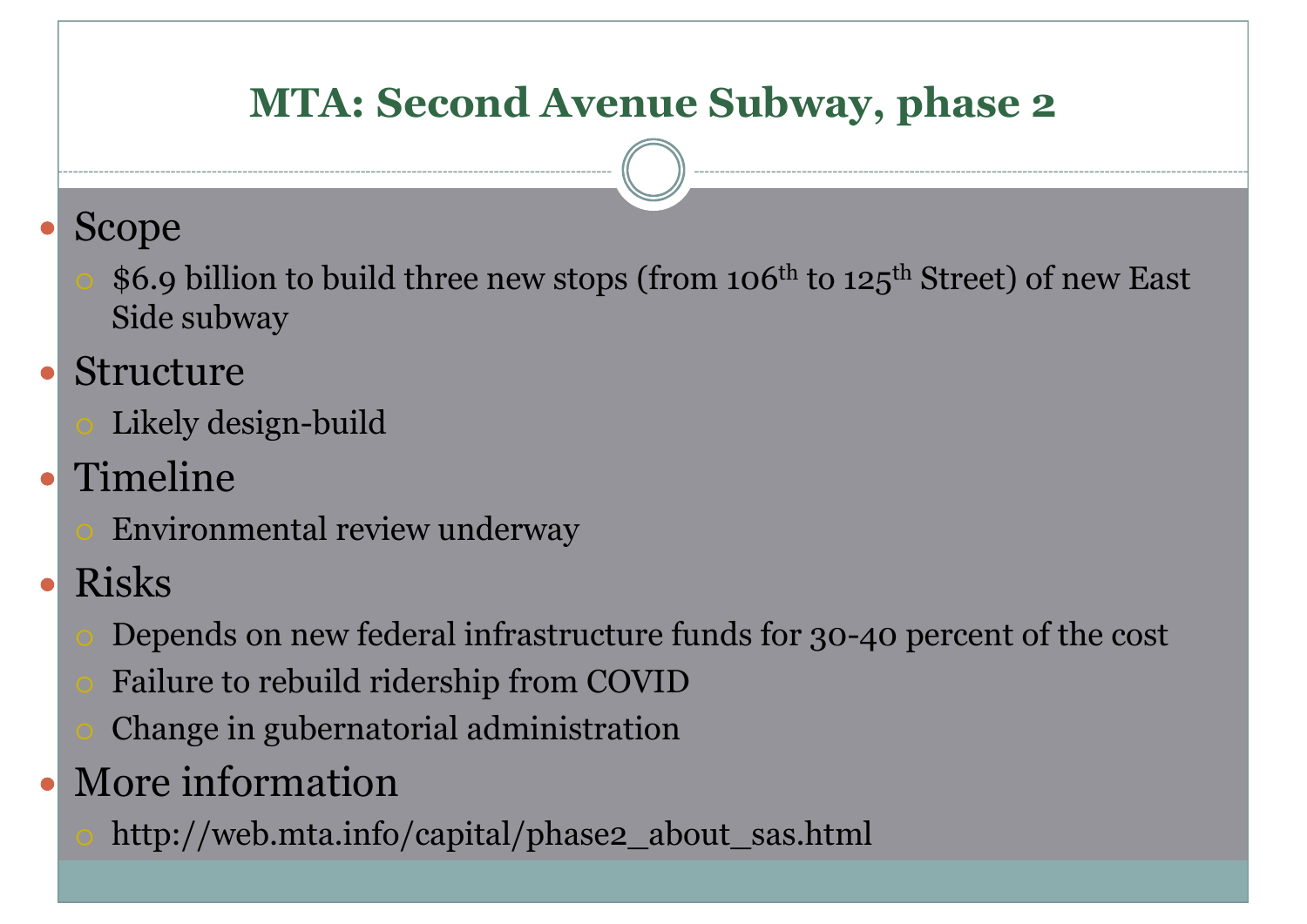# MTA: Second Avenue Subway, phase 2

- Scope
  - $6.9 billion to build three new stops (from 106th to 125th Street) of new East Side subway
- Structure
  - Likely design-build
- Timeline
  - Environmental review underway
- Risks
  - Depends on new federal infrastructure funds for 30-40 percent of the cost
  - Failure to rebuild ridership from COVID
  - Change in gubernatorial administration
- More information
  - http://web.mta.info/capital/phase2_about_sas.html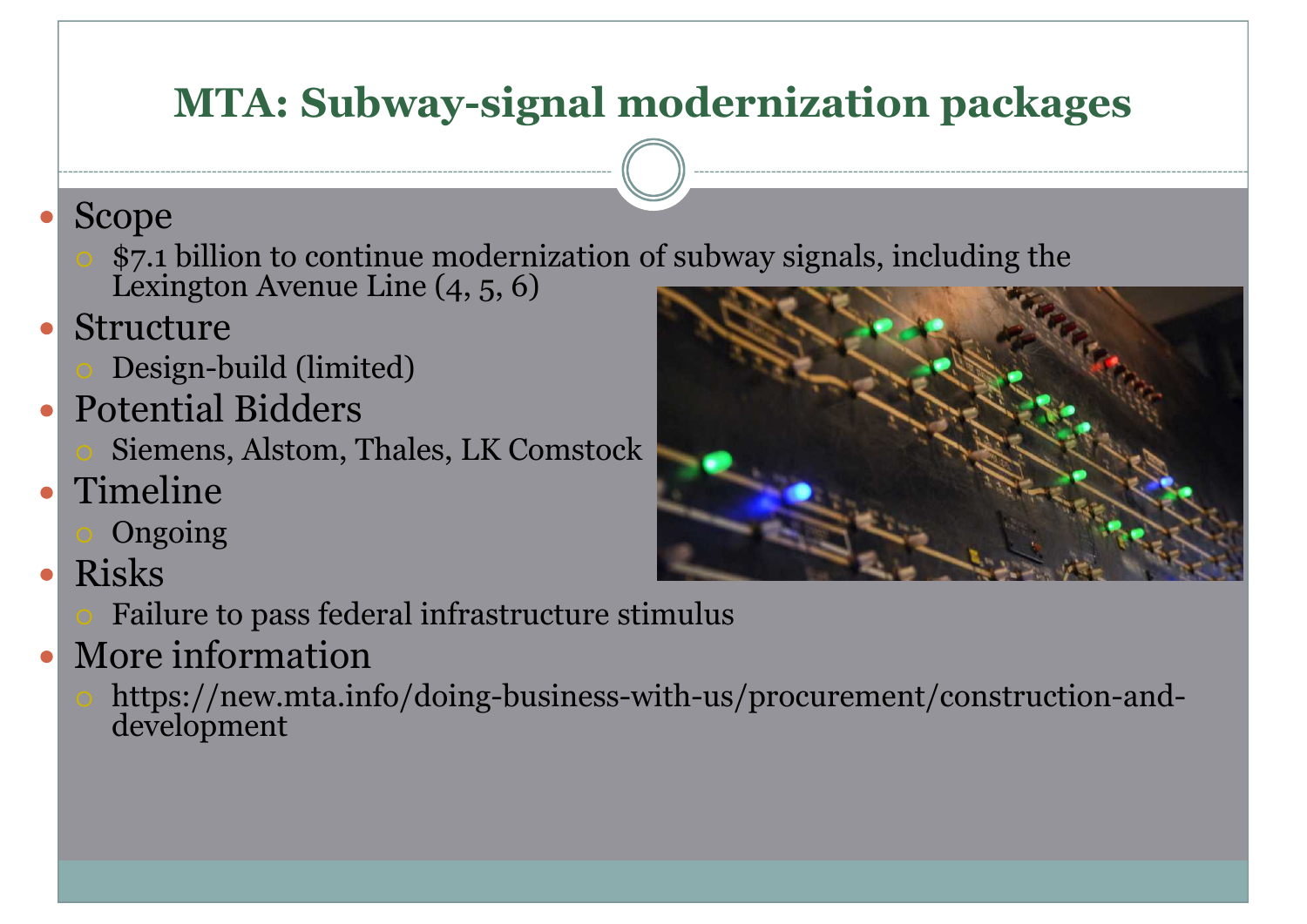# MTA: Subway-signal modernization packages

- Scope
  - $7.1 billion to continue modernization of subway signals, including the Lexington Avenue Line (4, 5, 6)
- Structure
  - Design-build (limited)
- Potential Bidders
  - Siemens, Alstom, Thales, LK Comstock
- Timeline
  - Ongoing
- Risks
  - Failure to pass federal infrastructure stimulus
- More information
  - https://new.mta.info/doing-business-with-us/procurement/construction-and-development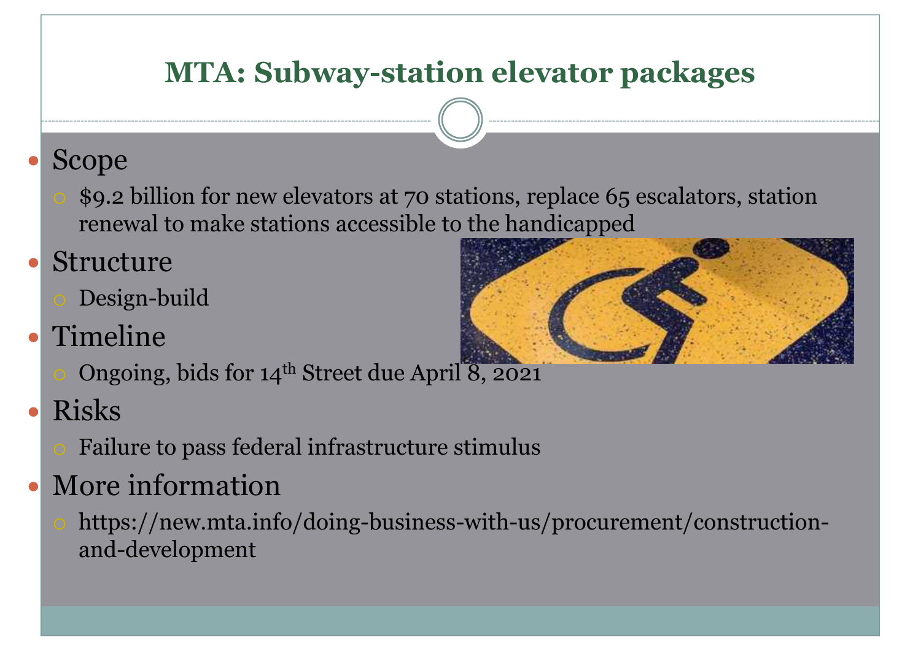# MTA: Subway-station elevator packages

- Scope
  - $9.2 billion for new elevators at 70 stations, replace 65 escalators, station renewal to make stations accessible to the handicapped
- Structure
  - Design-build
- Timeline
  - Ongoing, bids for 14th Street due April 8, 2021
- Risks
  - Failure to pass federal infrastructure stimulus
- More information
  - https://new.mta.info/doing-business-with-us/procurement/construction-and-development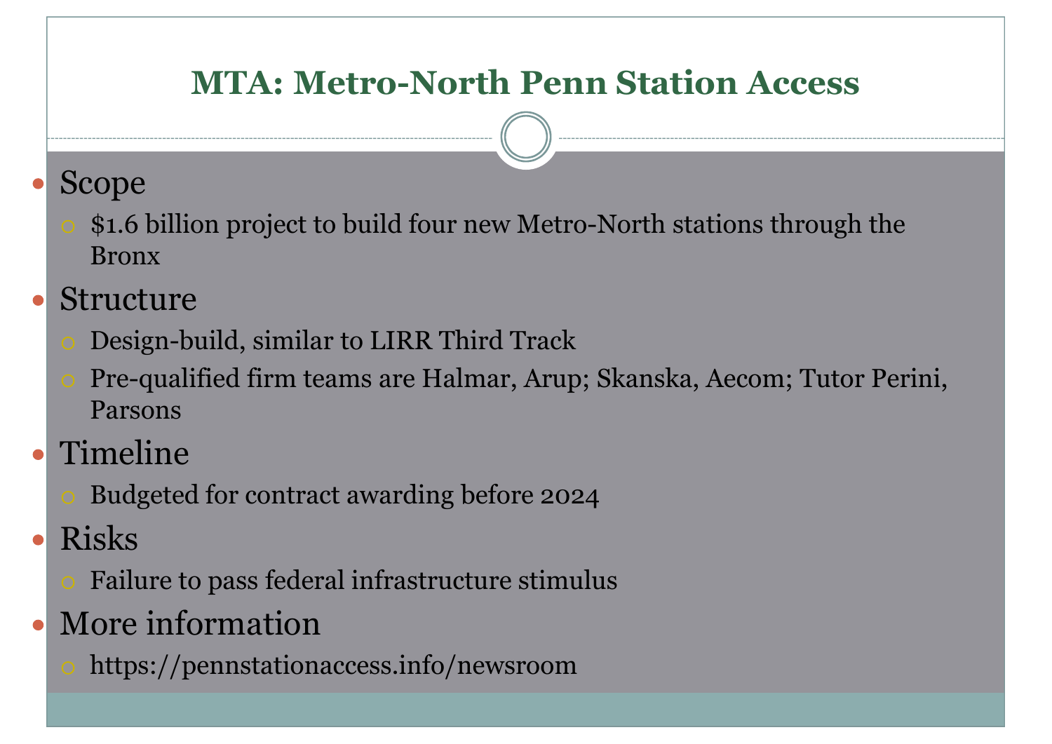# MTA: Metro-North Penn Station Access

- Scope
  - $1.6 billion project to build four new Metro-North stations through the Bronx
- Structure
  - Design-build, similar to LIRR Third Track
  - Pre-qualified firm teams are Halmar, Arup; Skanska, Aecom; Tutor Perini, Parsons
- Timeline
  - Budgeted for contract awarding before 2024
- Risks
  - Failure to pass federal infrastructure stimulus
- More information
  - https://pennstationaccess.info/newsroom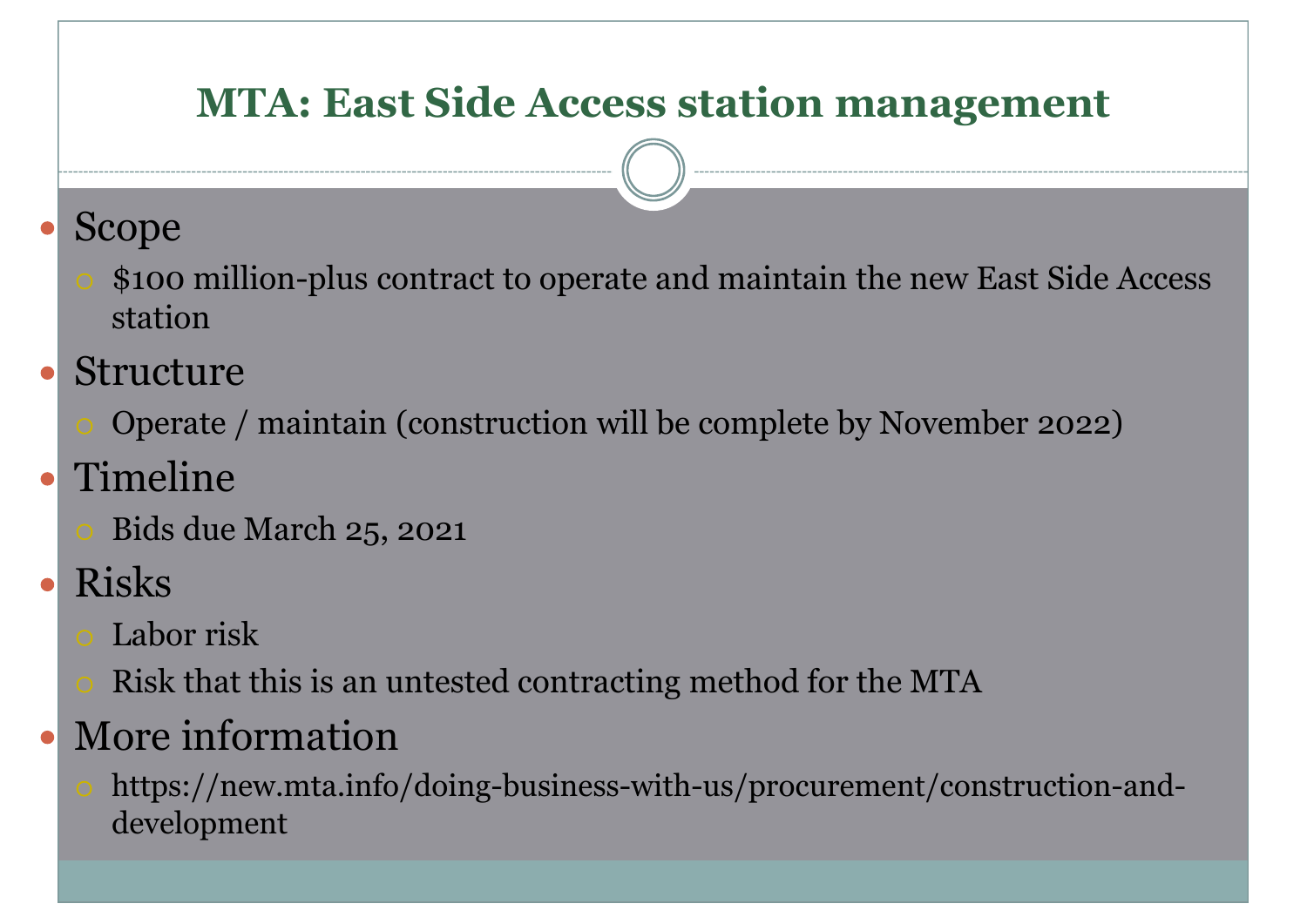# MTA: East Side Access station management

- Scope
  - $100 million-plus contract to operate and maintain the new East Side Access station
- Structure
  - Operate / maintain (construction will be complete by November 2022)
- Timeline
  - Bids due March 25, 2021
- Risks
  - Labor risk
  - Risk that this is an untested contracting method for the MTA
- More information
  - https://new.mta.info/doing-business-with-us/procurement/construction-and-development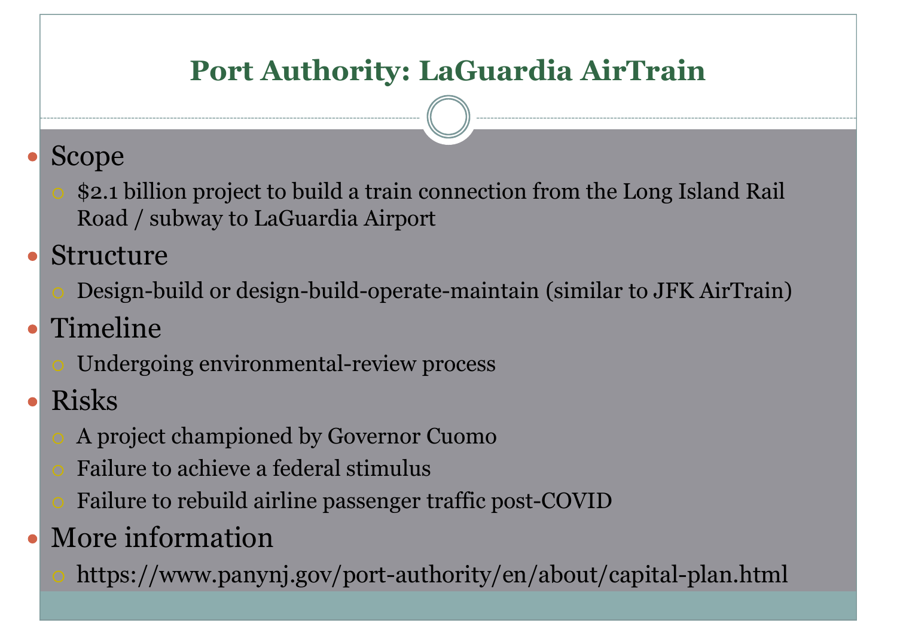# Port Authority: LaGuardia AirTrain

- Scope
  - $2.1 billion project to build a train connection from the Long Island Rail Road / subway to LaGuardia Airport
- Structure
  - Design-build or design-build-operate-maintain (similar to JFK AirTrain)
- Timeline
  - Undergoing environmental-review process
- Risks
  - A project championed by Governor Cuomo
  - Failure to achieve a federal stimulus
  - Failure to rebuild airline passenger traffic post-COVID
- More information
  - https://www.panynj.gov/port-authority/en/about/capital-plan.html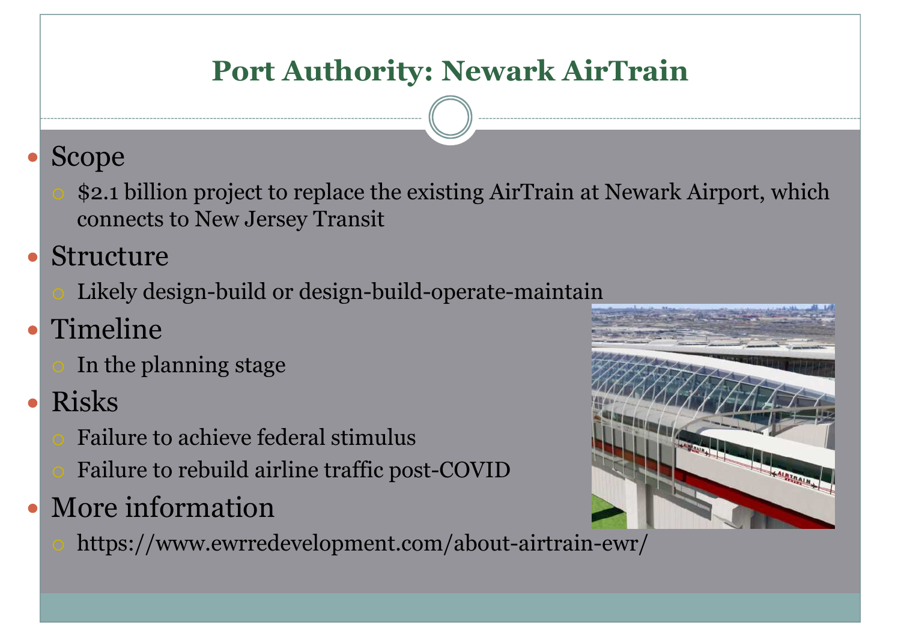# Port Authority: Newark AirTrain

- Scope
  - $2.1 billion project to replace the existing AirTrain at Newark Airport, which connects to New Jersey Transit
- Structure
  - Likely design-build or design-build-operate-maintain
- Timeline
  - In the planning stage
- Risks
  - Failure to achieve federal stimulus
  - Failure to rebuild airline traffic post-COVID
- More information
  - https://www.ewrredevelopment.com/about-airtrain-ewr/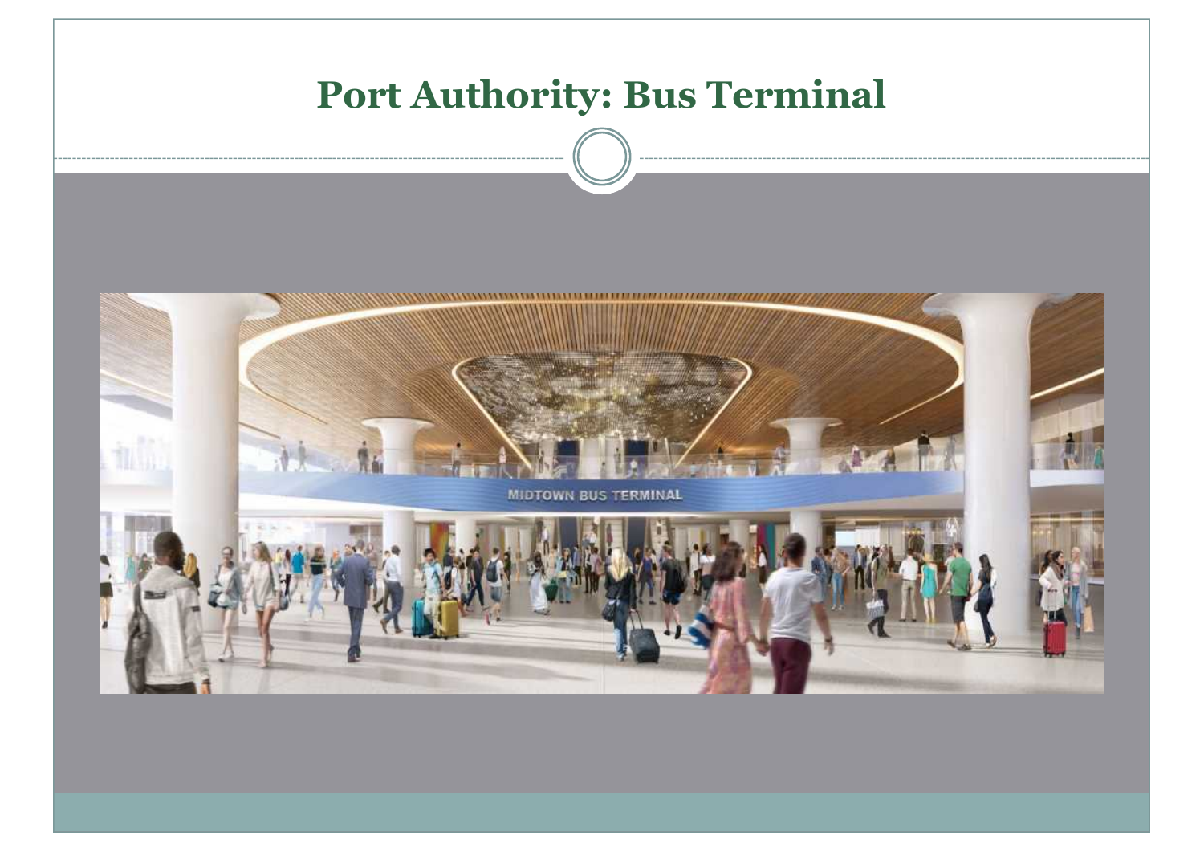# Port Authority: Bus Terminal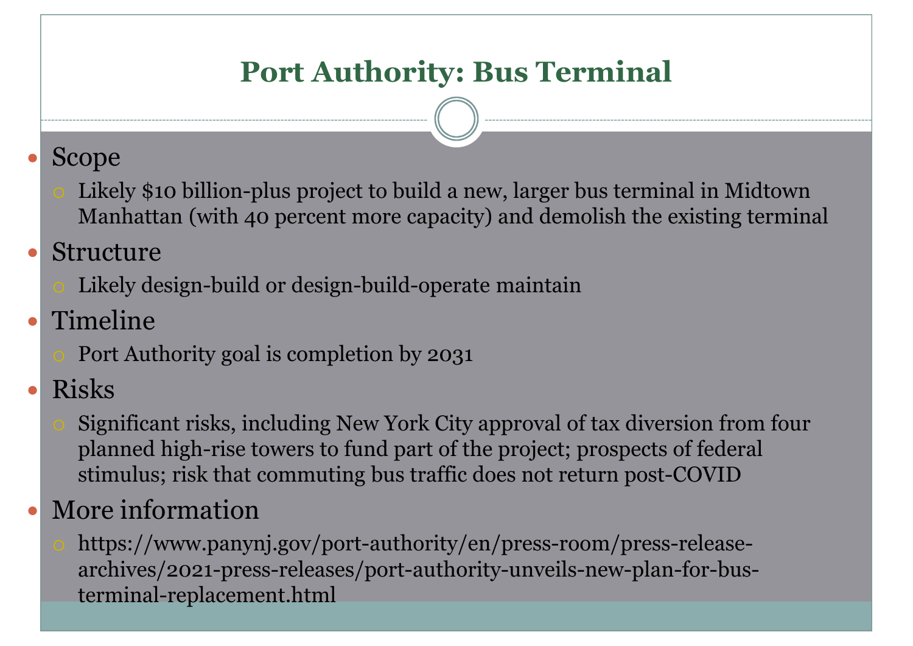# Port Authority: Bus Terminal

- Scope
  - Likely $10 billion-plus project to build a new, larger bus terminal in Midtown Manhattan (with 40 percent more capacity) and demolish the existing terminal
- Structure
  - Likely design-build or design-build-operate maintain
- Timeline
  - Port Authority goal is completion by 2031
- Risks
  - Significant risks, including New York City approval of tax diversion from four planned high-rise towers to fund part of the project; prospects of federal stimulus; risk that commuting bus traffic does not return post-COVID
- More information
  - https://www.panynj.gov/port-authority/en/press-room/press-release-archives/2021-press-releases/port-authority-unveils-new-plan-for-bus-terminal-replacement.html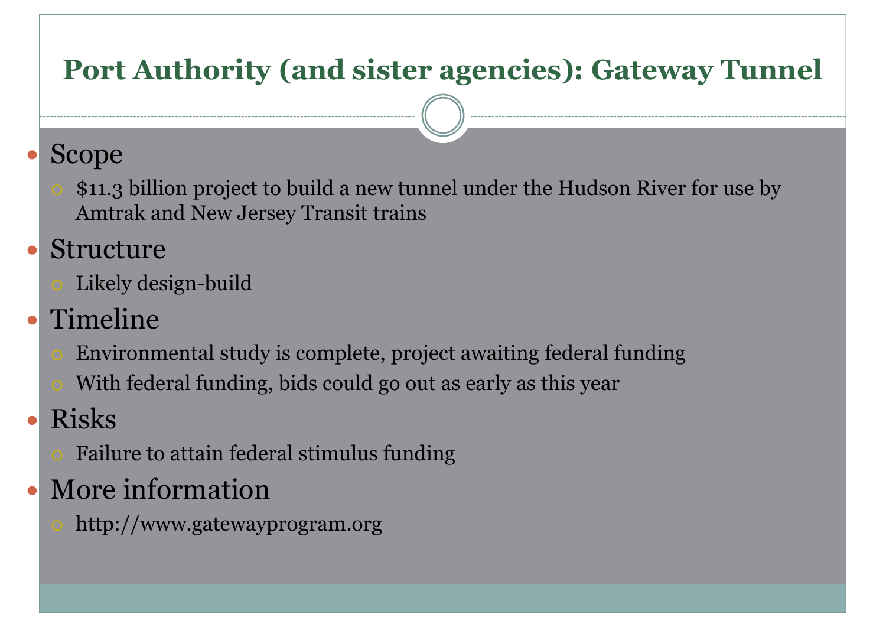# Port Authority (and sister agencies): Gateway Tunnel

- Scope
  - $11.3 billion project to build a new tunnel under the Hudson River for use by Amtrak and New Jersey Transit trains
- Structure
  - Likely design-build
- Timeline
  - Environmental study is complete, project awaiting federal funding
  - With federal funding, bids could go out as early as this year
- Risks
  - Failure to attain federal stimulus funding
- More information
  - http://www.gatewayprogram.org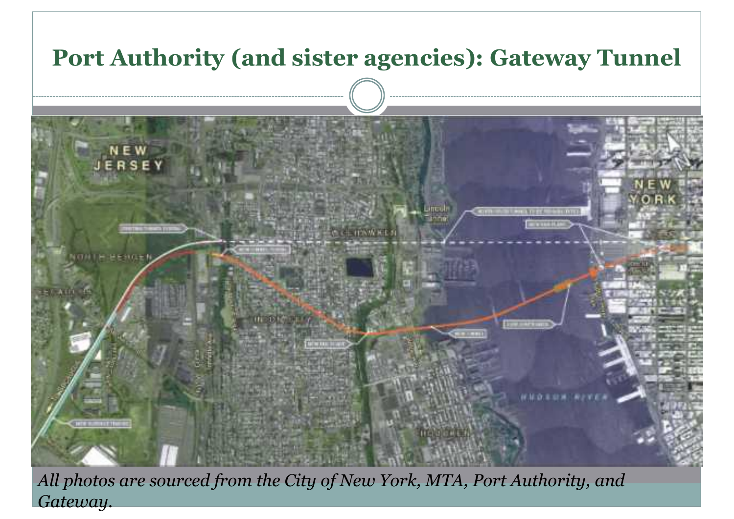# Port Authority (and sister agencies): Gateway Tunnel

*All photos are sourced from the City of New York, MTA, Port Authority, and Gateway.*